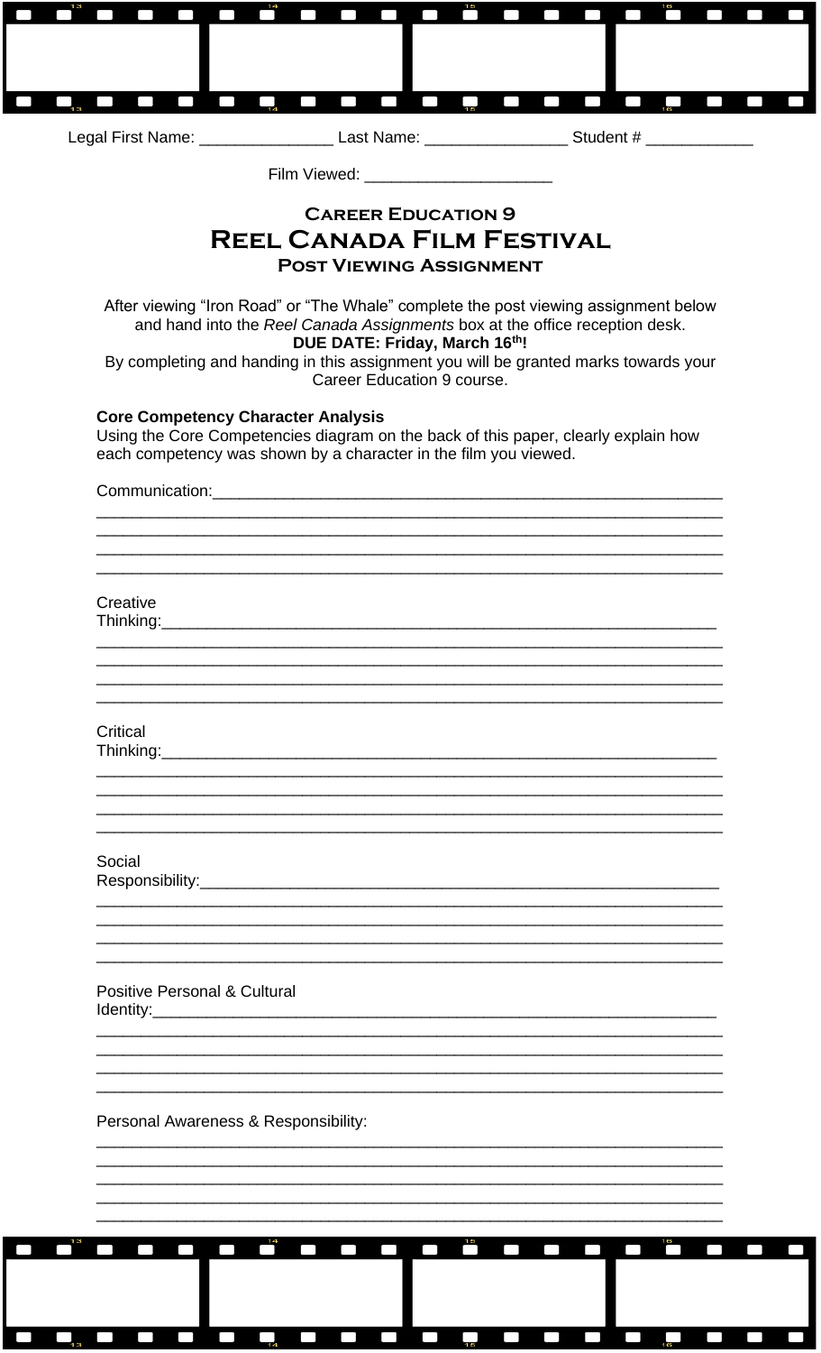Legal First Name: _______________ Last Name: ________________ Student # ____________

Film Viewed: _____________________

# Career Education 9
# Reel Canada Film Festival
## Post Viewing Assignment

After viewing "Iron Road" or "The Whale" complete the post viewing assignment below and hand into the *Reel Canada Assignments* box at the office reception desk.

**DUE DATE: Friday, March 16th!**

By completing and handing in this assignment you will be granted marks towards your Career Education 9 course.

**Core Competency Character Analysis**

Using the Core Competencies diagram on the back of this paper, clearly explain how each competency was shown by a character in the film you viewed.

Communication:_____________________________________________________________

______________________________________________________________________

______________________________________________________________________

______________________________________________________________________

______________________________________________________________________

Creative Thinking:__________________________________________________________

______________________________________________________________________

______________________________________________________________________

______________________________________________________________________

______________________________________________________________________

Critical Thinking:___________________________________________________________

______________________________________________________________________

______________________________________________________________________

______________________________________________________________________

______________________________________________________________________

Social Responsibility:_______________________________________________________

______________________________________________________________________

______________________________________________________________________

______________________________________________________________________

______________________________________________________________________

Positive Personal & Cultural Identity:___________________________________________

______________________________________________________________________

______________________________________________________________________

______________________________________________________________________

______________________________________________________________________

Personal Awareness & Responsibility:

______________________________________________________________________

______________________________________________________________________

______________________________________________________________________

______________________________________________________________________

______________________________________________________________________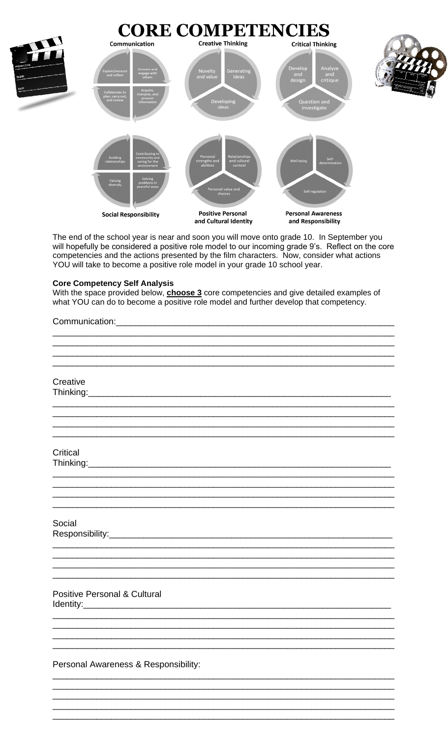# CORE COMPETENCIES

Communication
Explain/recount and reflect
Connect and engage with others
Collaborate to plan, carry out, and review
Acquire, interpret, and present information

Creative Thinking
Novelty and value
Generating ideas
Developing ideas

Critical Thinking
Develop and design
Analyze and critique
Question and investigate

Social Responsibility
Building relationships
Contributing to community and caring for the environment
Valuing diversity
Solving problems in peaceful ways

Positive Personal and Cultural Identity
Personal strengths and abilities
Relationships and cultural context
Personal value and choices

Personal Awareness and Responsibility
Well-being
Self-determination
Self-regulation

The end of the school year is near and soon you will move onto grade 10. In September you will hopefully be considered a positive role model to our incoming grade 9's. Reflect on the core competencies and the actions presented by the film characters. Now, consider what actions YOU will take to become a positive role model in your grade 10 school year.

**Core Competency Self Analysis**

With the space provided below, **choose 3** core competencies and give detailed examples of what YOU can do to become a positive role model and further develop that competency.

Communication:_______________________________________________________________
_____________________________________________________________________________
_____________________________________________________________________________
_____________________________________________________________________________
_____________________________________________________________________________

Creative Thinking:_______________________________________________________________
_____________________________________________________________________________
_____________________________________________________________________________
_____________________________________________________________________________
_____________________________________________________________________________

Critical Thinking:_______________________________________________________________
_____________________________________________________________________________
_____________________________________________________________________________
_____________________________________________________________________________
_____________________________________________________________________________

Social Responsibility:_______________________________________________________________
_____________________________________________________________________________
_____________________________________________________________________________
_____________________________________________________________________________
_____________________________________________________________________________

Positive Personal & Cultural Identity:_______________________________________________________________
_____________________________________________________________________________
_____________________________________________________________________________
_____________________________________________________________________________
_____________________________________________________________________________

Personal Awareness & Responsibility:
_____________________________________________________________________________
_____________________________________________________________________________
_____________________________________________________________________________
_____________________________________________________________________________
_____________________________________________________________________________